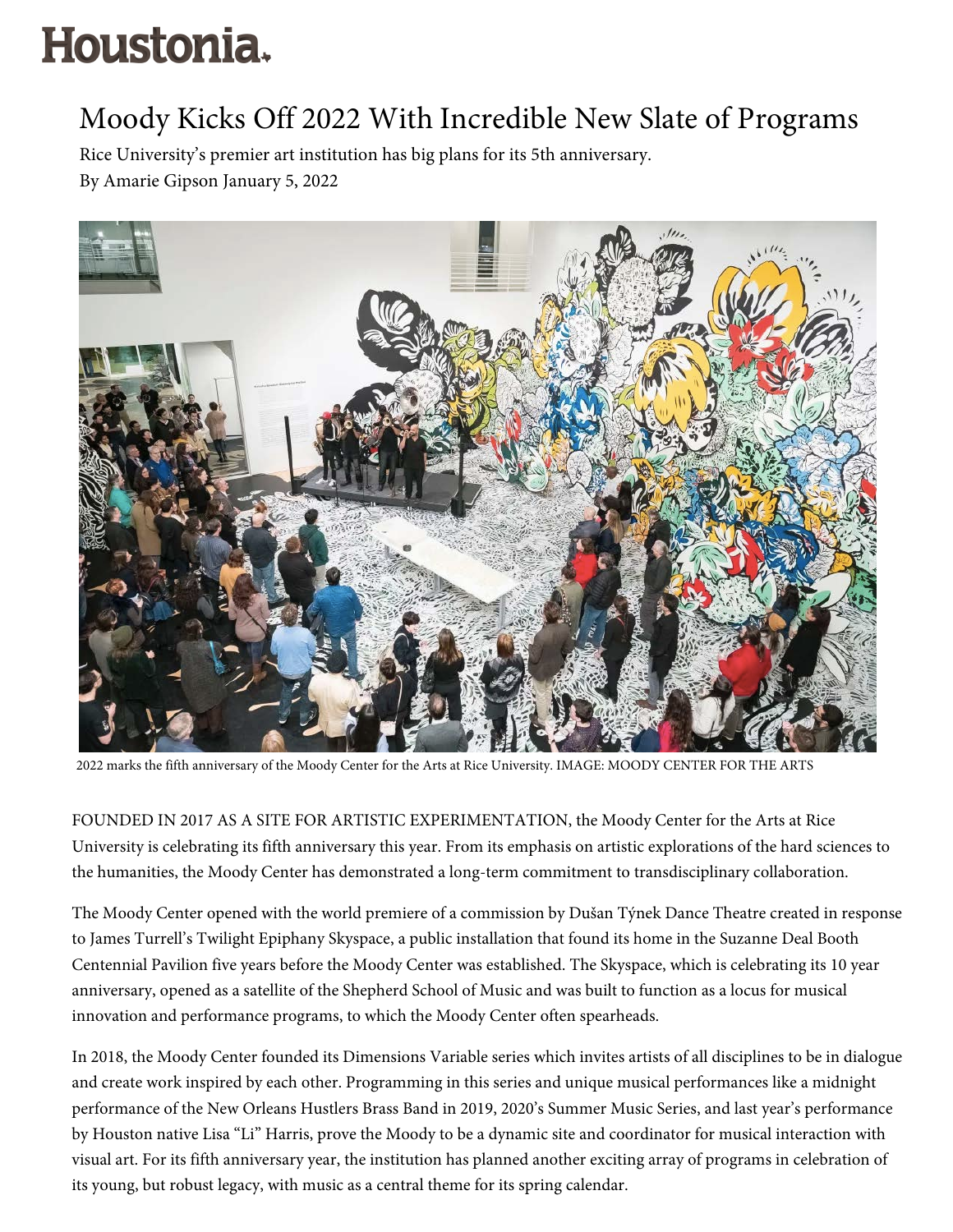# Houstonia

## Moody Kicks Off 2022 With Incredible New Slate of Programs

Rice University's premier art institution has big plans for its 5th anniversary.

By Amarie Gipson January 5, 2022

2022 marks the fifth anniversary of the Moody Center for the Arts at Rice University. IMAGE: MOODY CENTER FOR THE ARTS

FOUNDED IN 2017 AS A SITE FOR ARTISTIC EXPERIMENTATION, the Moody Center for the Arts at Rice University is celebrating its fifth anniversary this year. From its emphasis on artistic explorations of the hard sciences to the humanities, the Moody Center has demonstrated a long-term commitment to transdisciplinary collaboration.

The Moody Center opened with the world premiere of a commission by Dušan Týnek Dance Theatre created in response to James Turrell's Twilight Epiphany Skyspace, a public installation that found its home in the Suzanne Deal Booth Centennial Pavilion five years before the Moody Center was established. The Skyspace, which is celebrating its 10 year anniversary, opened as a satellite of the Shepherd School of Music and was built to function as a locus for musical innovation and performance programs, to which the Moody Center often spearheads.

In 2018, the Moody Center founded its Dimensions Variable series which invites artists of all disciplines to be in dialogue and create work inspired by each other. Programming in this series and unique musical performances like a midnight performance of the New Orleans Hustlers Brass Band in 2019, 2020's Summer Music Series, and last year's performance by Houston native Lisa "Li" Harris, prove the Moody to be a dynamic site and coordinator for musical interaction with visual art. For its fifth anniversary year, the institution has planned another exciting array of programs in celebration of its young, but robust legacy, with music as a central theme for its spring calendar.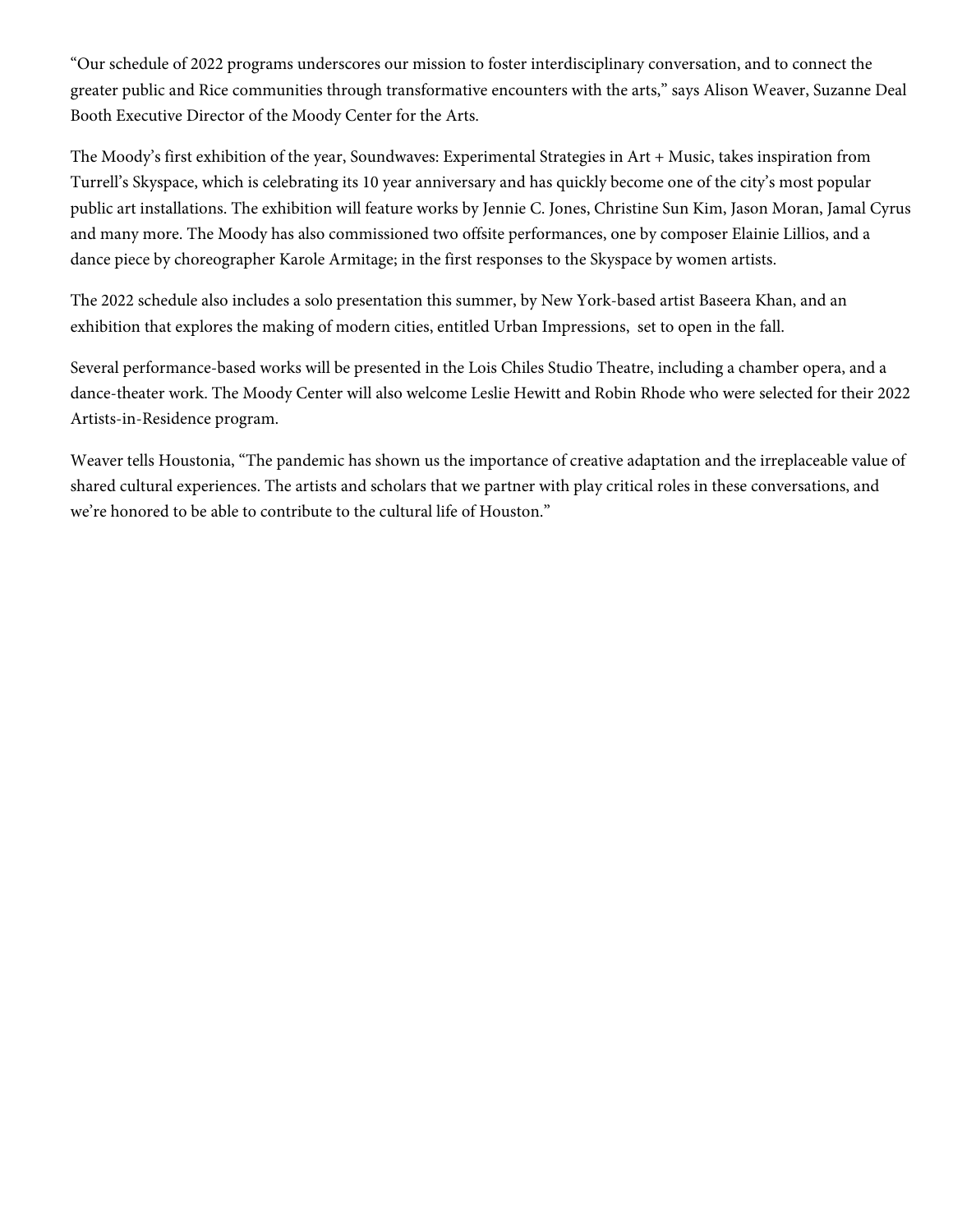"Our schedule of 2022 programs underscores our mission to foster interdisciplinary conversation, and to connect the greater public and Rice communities through transformative encounters with the arts," says Alison Weaver, Suzanne Deal Booth Executive Director of the Moody Center for the Arts.

The Moody's first exhibition of the year, Soundwaves: Experimental Strategies in Art + Music, takes inspiration from Turrell's Skyspace, which is celebrating its 10 year anniversary and has quickly become one of the city's most popular public art installations. The exhibition will feature works by Jennie C. Jones, Christine Sun Kim, Jason Moran, Jamal Cyrus and many more. The Moody has also commissioned two offsite performances, one by composer Elainie Lillios, and a dance piece by choreographer Karole Armitage; in the first responses to the Skyspace by women artists.

The 2022 schedule also includes a solo presentation this summer, by New York-based artist Baseera Khan, and an exhibition that explores the making of modern cities, entitled Urban Impressions, set to open in the fall.

Several performance-based works will be presented in the Lois Chiles Studio Theatre, including a chamber opera, and a dance-theater work. The Moody Center will also welcome Leslie Hewitt and Robin Rhode who were selected for their 2022 Artists-in-Residence program.

Weaver tells Houstonia, "The pandemic has shown us the importance of creative adaptation and the irreplaceable value of shared cultural experiences. The artists and scholars that we partner with play critical roles in these conversations, and we're honored to be able to contribute to the cultural life of Houston."